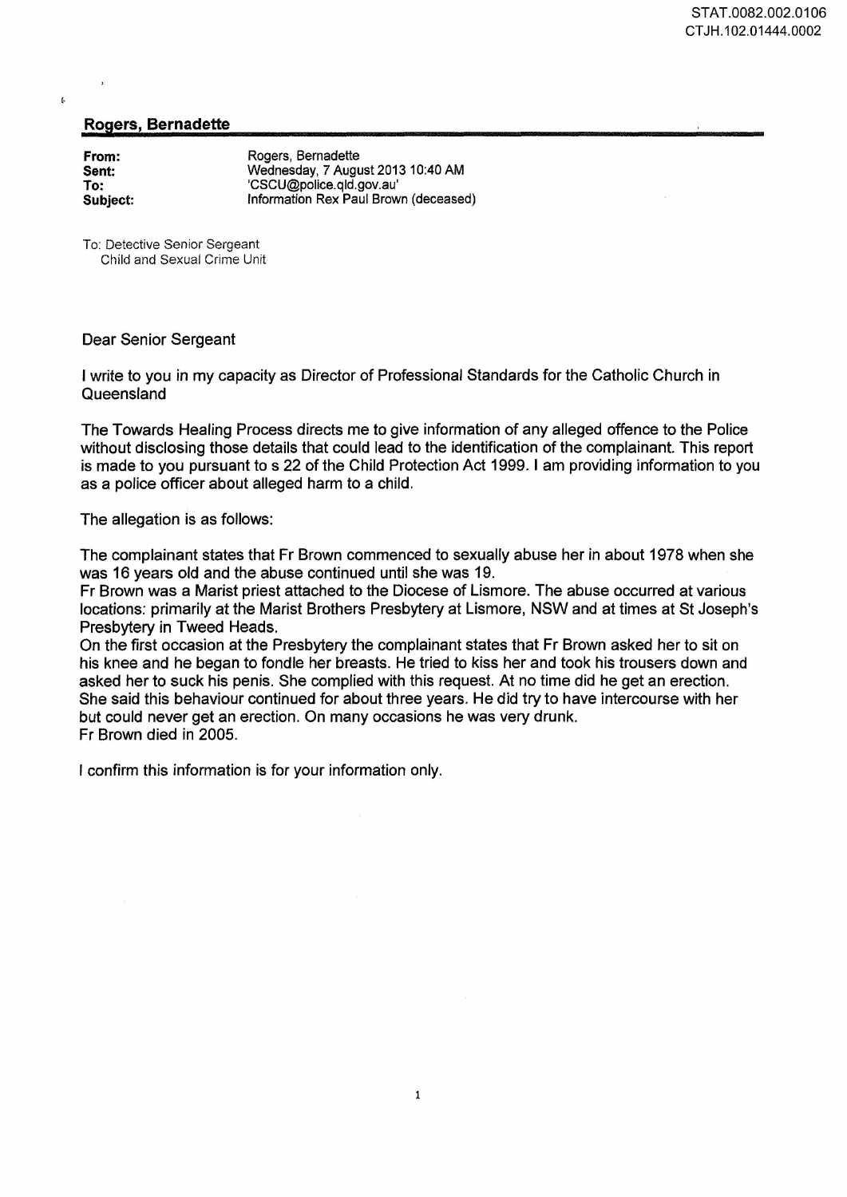STAT.0082.002.0106
CTJH.102.01444.0002

## Rogers, Bernadette

| | |
|---|---|
| **From:** | Rogers, Bernadette |
| **Sent:** | Wednesday, 7 August 2013 10:40 AM |
| **To:** | 'CSCU@police.qld.gov.au' |
| **Subject:** | Information Rex Paul Brown (deceased) |

To: Detective Senior Sergeant
Child and Sexual Crime Unit

Dear Senior Sergeant

I write to you in my capacity as Director of Professional Standards for the Catholic Church in Queensland

The Towards Healing Process directs me to give information of any alleged offence to the Police without disclosing those details that could lead to the identification of the complainant. This report is made to you pursuant to s 22 of the Child Protection Act 1999. I am providing information to you as a police officer about alleged harm to a child.

The allegation is as follows:

The complainant states that Fr Brown commenced to sexually abuse her in about 1978 when she was 16 years old and the abuse continued until she was 19.
Fr Brown was a Marist priest attached to the Diocese of Lismore. The abuse occurred at various locations: primarily at the Marist Brothers Presbytery at Lismore, NSW and at times at St Joseph's Presbytery in Tweed Heads.
On the first occasion at the Presbytery the complainant states that Fr Brown asked her to sit on his knee and he began to fondle her breasts. He tried to kiss her and took his trousers down and asked her to suck his penis. She complied with this request. At no time did he get an erection. She said this behaviour continued for about three years. He did try to have intercourse with her but could never get an erection. On many occasions he was very drunk.
Fr Brown died in 2005.

I confirm this information is for your information only.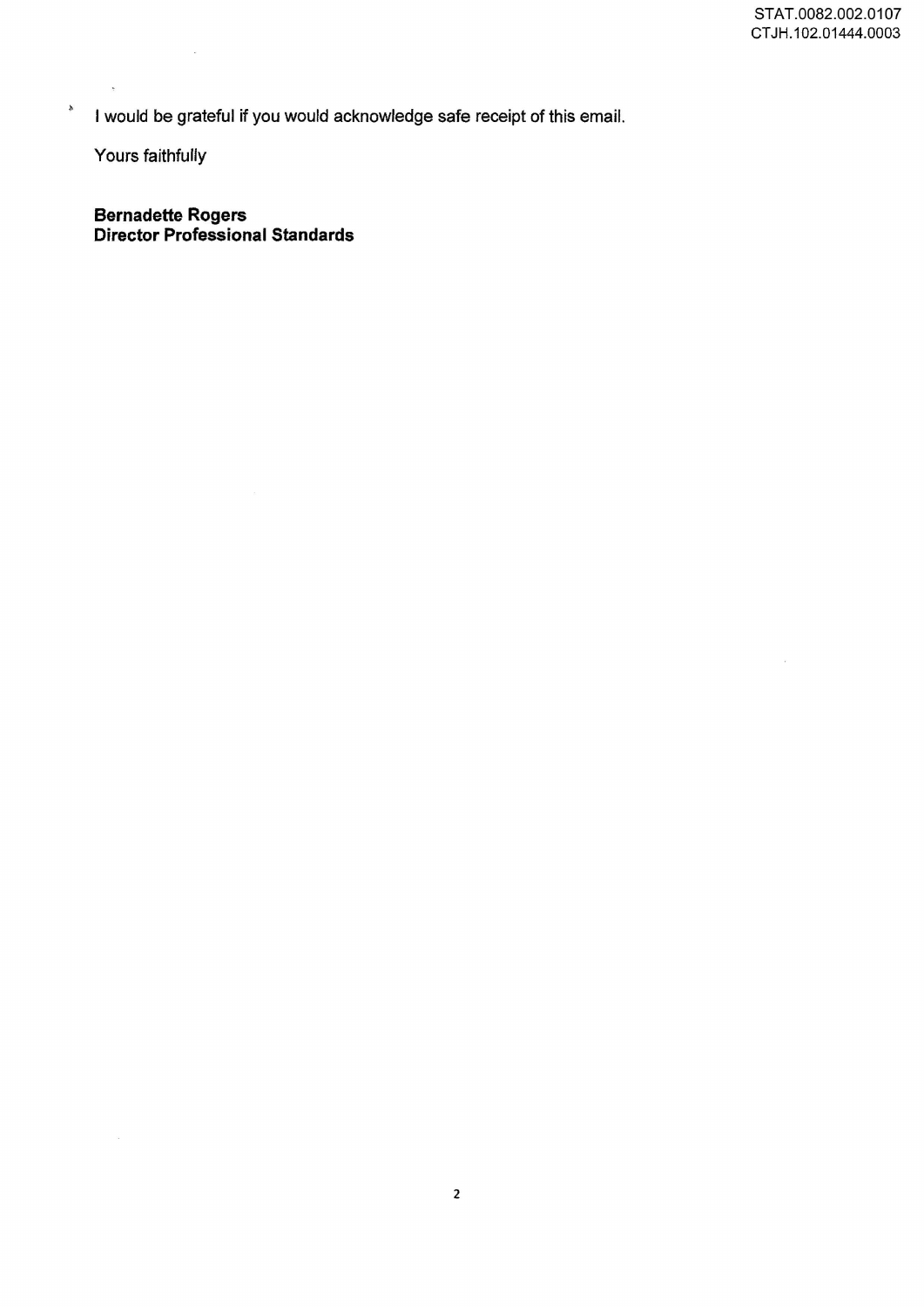I would be grateful if you would acknowledge safe receipt of this email.

Yours faithfully

**Bernadette Rogers**
**Director Professional Standards**